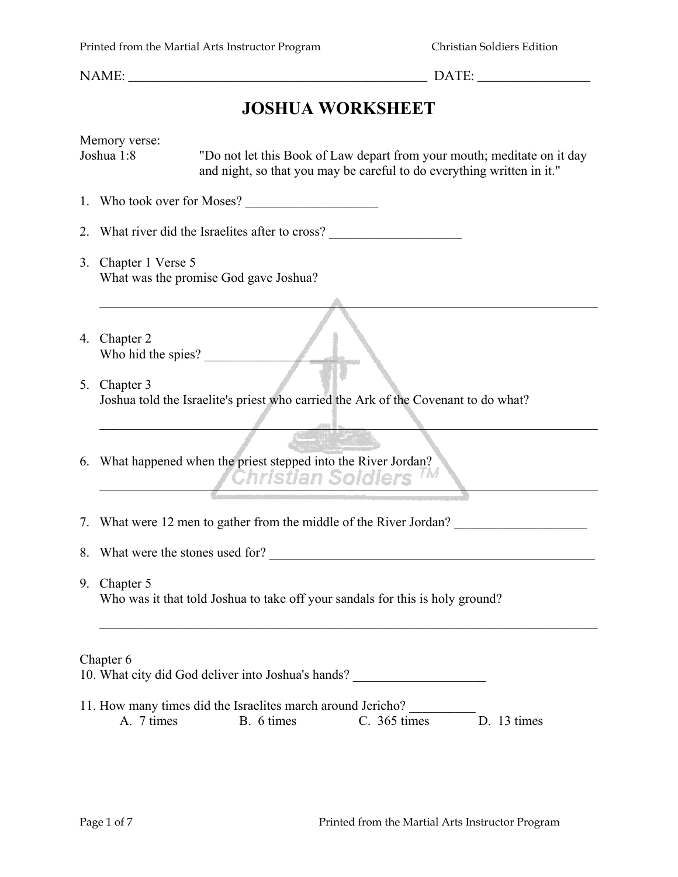NAME: ______________________________________________ DATE: _________________

# JOSHUA WORKSHEET

Memory verse:

Joshua 1:8 "Do not let this Book of Law depart from your mouth; meditate on it day and night, so that you may be careful to do everything written in it."

1. Who took over for Moses? ____________________

2. What river did the Israelites after to cross? ____________________

3. Chapter 1 Verse 5
   What was the promise God gave Joshua?

   ______________________________________________________________________________

4. Chapter 2
   Who hid the spies? ____________________

5. Chapter 3
   Joshua told the Israelite's priest who carried the Ark of the Covenant to do what?

   ______________________________________________________________________________

6. What happened when the priest stepped into the River Jordan?

   ______________________________________________________________________________

7. What were 12 men to gather from the middle of the River Jordan? ____________________

8. What were the stones used for? ____________________________________________________

9. Chapter 5
   Who was it that told Joshua to take off your sandals for this is holy ground?

   ______________________________________________________________________________

Chapter 6

10. What city did God deliver into Joshua's hands? ____________________

11. How many times did the Israelites march around Jericho? __________
    A. 7 times B. 6 times C. 365 times D. 13 times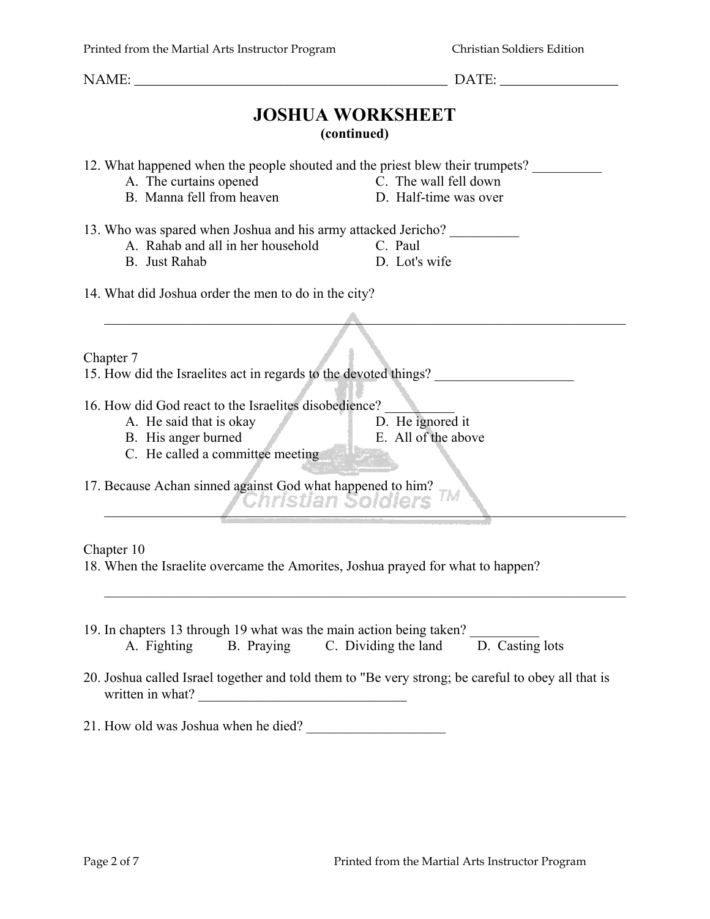NAME: ______________________________________________ DATE: _________________

# JOSHUA WORKSHEET
**(continued)**

12. What happened when the people shouted and the priest blew their trumpets? __________
    - A. The curtains opened
    - B. Manna fell from heaven
    - C. The wall fell down
    - D. Half-time was over

13. Who was spared when Joshua and his army attacked Jericho? __________
    - A. Rahab and all in her household
    - B. Just Rahab
    - C. Paul
    - D. Lot's wife

14. What did Joshua order the men to do in the city?

    ______________________________________________________________________________

Chapter 7

15. How did the Israelites act in regards to the devoted things? ____________________

16. How did God react to the Israelites disobedience? __________
    - A. He said that is okay
    - B. His anger burned
    - C. He called a committee meeting
    - D. He ignored it
    - E. All of the above

17. Because Achan sinned against God what happened to him?

    ______________________________________________________________________________

Chapter 10

18. When the Israelite overcame the Amorites, Joshua prayed for what to happen?

    ______________________________________________________________________________

19. In chapters 13 through 19 what was the main action being taken? __________
    - A. Fighting
    - B. Praying
    - C. Dividing the land
    - D. Casting lots

20. Joshua called Israel together and told them to "Be very strong; be careful to obey all that is written in what? ______________________________

21. How old was Joshua when he died? ____________________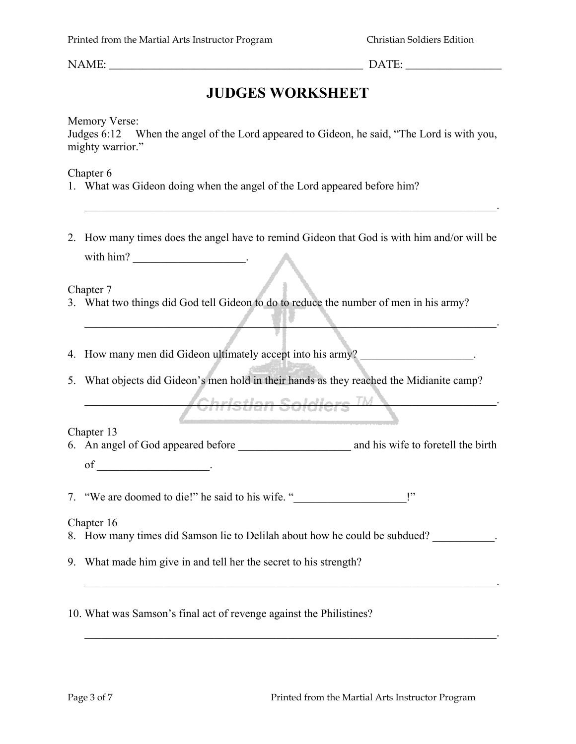NAME: _______________________________________________ DATE: _________________

# JUDGES WORKSHEET

Memory Verse:
Judges 6:12 When the angel of the Lord appeared to Gideon, he said, "The Lord is with you, mighty warrior."

Chapter 6

1. What was Gideon doing when the angel of the Lord appeared before him?

   ____________________________________________________________________________.

2. How many times does the angel have to remind Gideon that God is with him and/or will be with him? ____________________.

Chapter 7

3. What two things did God tell Gideon to do to reduce the number of men in his army?

   ____________________________________________________________________________.

4. How many men did Gideon ultimately accept into his army? ____________________.
5. What objects did Gideon's men hold in their hands as they reached the Midianite camp?

   ____________________________________________________________________________.

Chapter 13

6. An angel of God appeared before ____________________ and his wife to foretell the birth of ____________________.
7. "We are doomed to die!" he said to his wife. "____________________!"

Chapter 16

8. How many times did Samson lie to Delilah about how he could be subdued? ___________.
9. What made him give in and tell her the secret to his strength?

   ____________________________________________________________________________.

10. What was Samson's final act of revenge against the Philistines?

    ____________________________________________________________________________.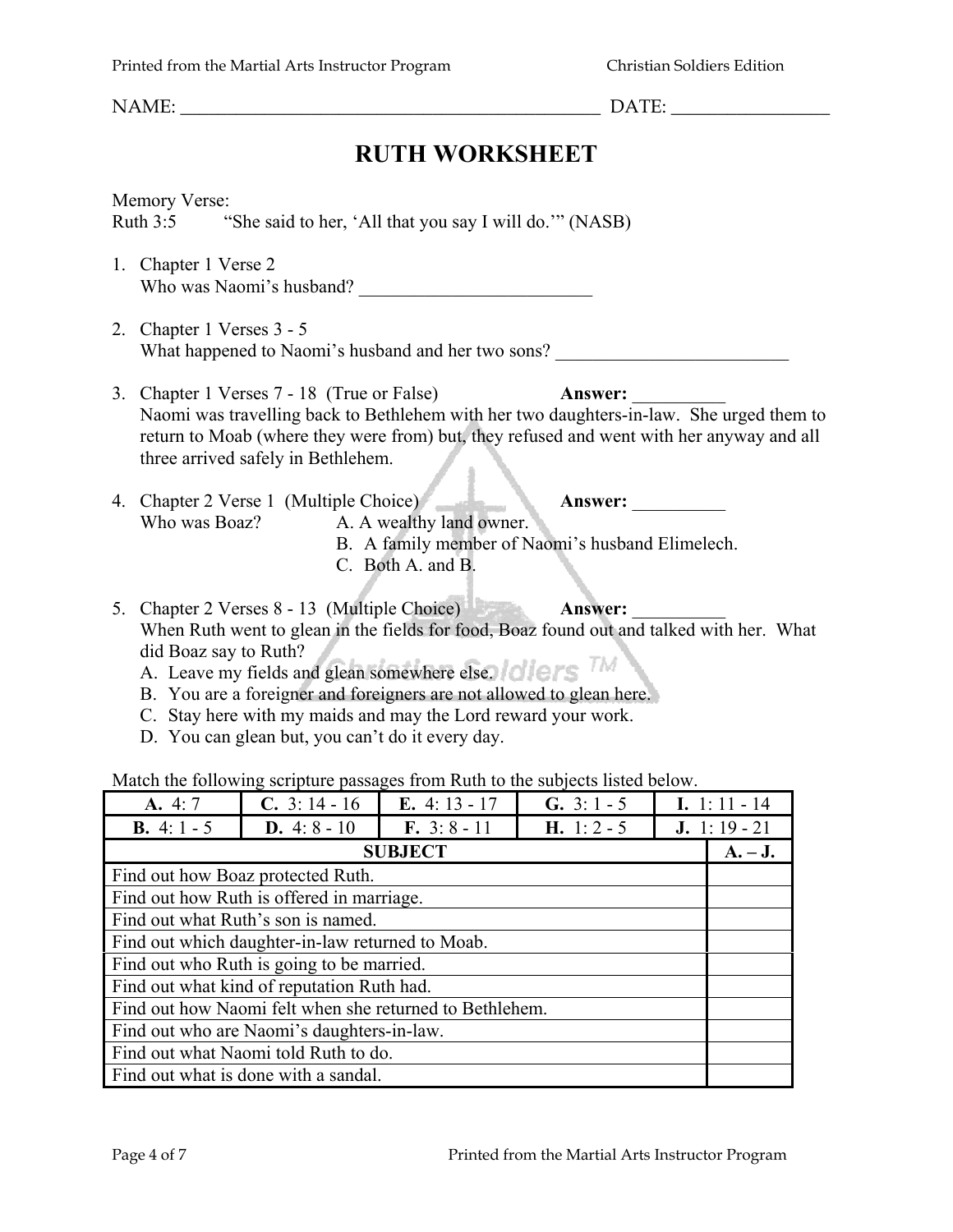NAME: _______________________________________________ DATE: _________________

# RUTH WORKSHEET

Memory Verse:
Ruth 3:5 "She said to her, 'All that you say I will do.'" (NASB)

1. Chapter 1 Verse 2
   Who was Naomi's husband? _________________________

2. Chapter 1 Verses 3 - 5
   What happened to Naomi's husband and her two sons? _________________________

3. Chapter 1 Verses 7 - 18 (True or False) **Answer:** __________
   Naomi was travelling back to Bethlehem with her two daughters-in-law. She urged them to return to Moab (where they were from) but, they refused and went with her anyway and all three arrived safely in Bethlehem.

4. Chapter 2 Verse 1 (Multiple Choice) **Answer:** __________
   Who was Boaz?
   A. A wealthy land owner.
   B. A family member of Naomi's husband Elimelech.
   C. Both A. and B.

5. Chapter 2 Verses 8 - 13 (Multiple Choice) **Answer:** __________
   When Ruth went to glean in the fields for food, Boaz found out and talked with her. What did Boaz say to Ruth?
   A. Leave my fields and glean somewhere else.
   B. You are a foreigner and foreigners are not allowed to glean here.
   C. Stay here with my maids and may the Lord reward your work.
   D. You can glean but, you can't do it every day.

Match the following scripture passages from Ruth to the subjects listed below.

| **A.** 4: 7 | **C.** 3: 14 - 16 | **E.** 4: 13 - 17 | **G.** 3: 1 - 5 | **I.** 1: 11 - 14 |
|---|---|---|---|---|
| **B.** 4: 1 - 5 | **D.** 4: 8 - 10 | **F.** 3: 8 - 11 | **H.** 1: 2 - 5 | **J.** 1: 19 - 21 |

| **SUBJECT** | **A. – J.** |
|---|---|
| Find out how Boaz protected Ruth. | |
| Find out how Ruth is offered in marriage. | |
| Find out what Ruth's son is named. | |
| Find out which daughter-in-law returned to Moab. | |
| Find out who Ruth is going to be married. | |
| Find out what kind of reputation Ruth had. | |
| Find out how Naomi felt when she returned to Bethlehem. | |
| Find out who are Naomi's daughters-in-law. | |
| Find out what Naomi told Ruth to do. | |
| Find out what is done with a sandal. | |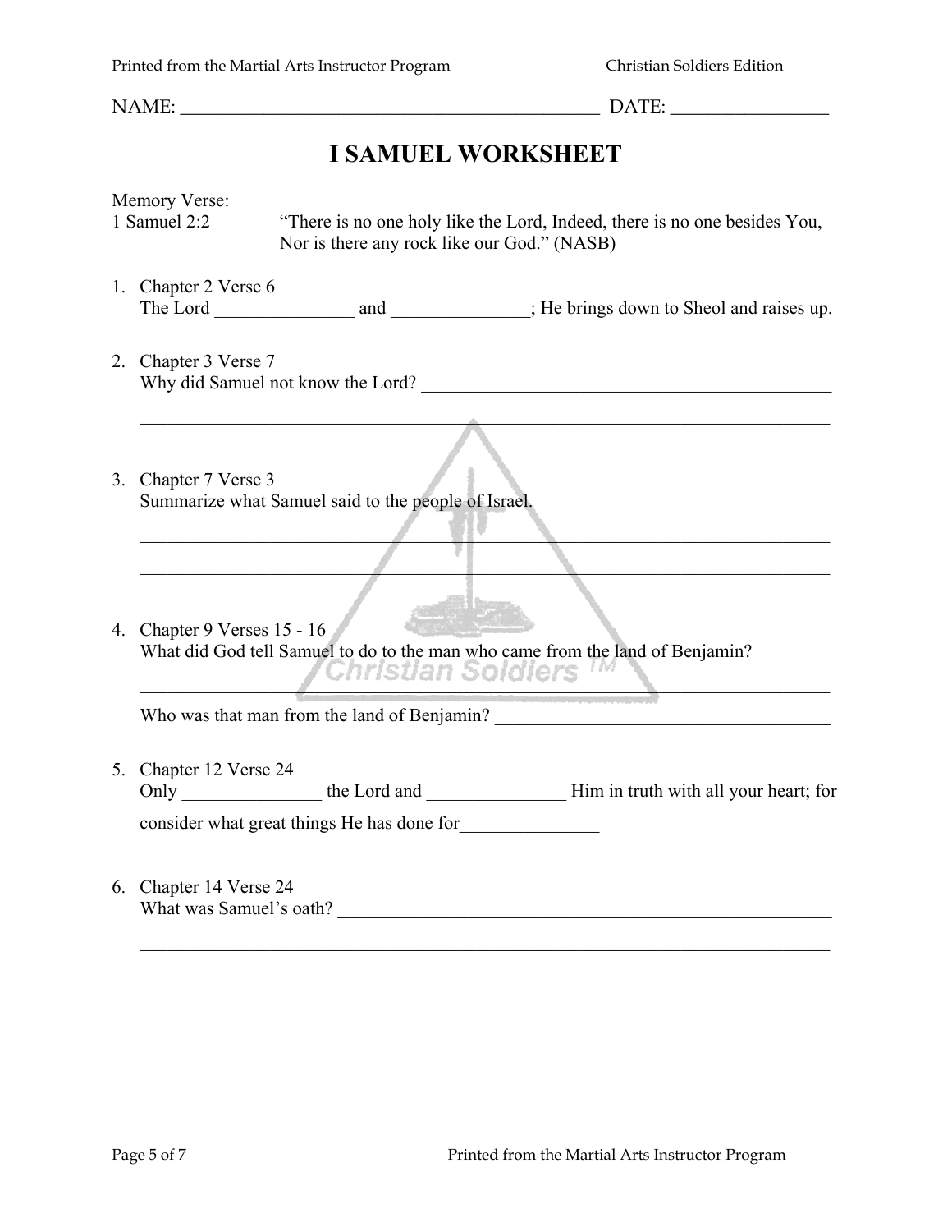NAME: _______________________________________________ DATE: _________________

# I SAMUEL WORKSHEET

Memory Verse:
1 Samuel 2:2 “There is no one holy like the Lord, Indeed, there is no one besides You, Nor is there any rock like our God.” (NASB)

1. Chapter 2 Verse 6
   The Lord _______________ and _______________; He brings down to Sheol and raises up.

2. Chapter 3 Verse 7
   Why did Samuel not know the Lord? _______________________________________________

   _____________________________________________________________________________

3. Chapter 7 Verse 3
   Summarize what Samuel said to the people of Israel.

   _____________________________________________________________________________

   _____________________________________________________________________________

4. Chapter 9 Verses 15 - 16
   What did God tell Samuel to do to the man who came from the land of Benjamin?

   _____________________________________________________________________________

   Who was that man from the land of Benjamin? _____________________________________

5. Chapter 12 Verse 24
   Only _______________ the Lord and _______________ Him in truth with all your heart; for consider what great things He has done for_______________

6. Chapter 14 Verse 24
   What was Samuel’s oath? _______________________________________________________

   _____________________________________________________________________________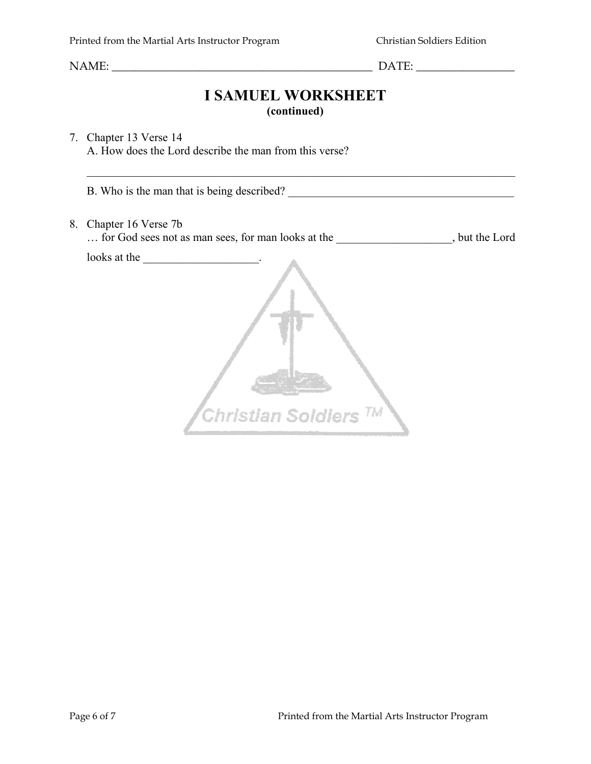NAME: _______________________________________________ DATE: ________________

# I SAMUEL WORKSHEET

**(continued)**

7. Chapter 13 Verse 14
   A. How does the Lord describe the man from this verse?

   ______________________________________________________________________________

   B. Who is the man that is being described? ________________________________________

8. Chapter 16 Verse 7b
   … for God sees not as man sees, for man looks at the ___________________, but the Lord looks at the ___________________.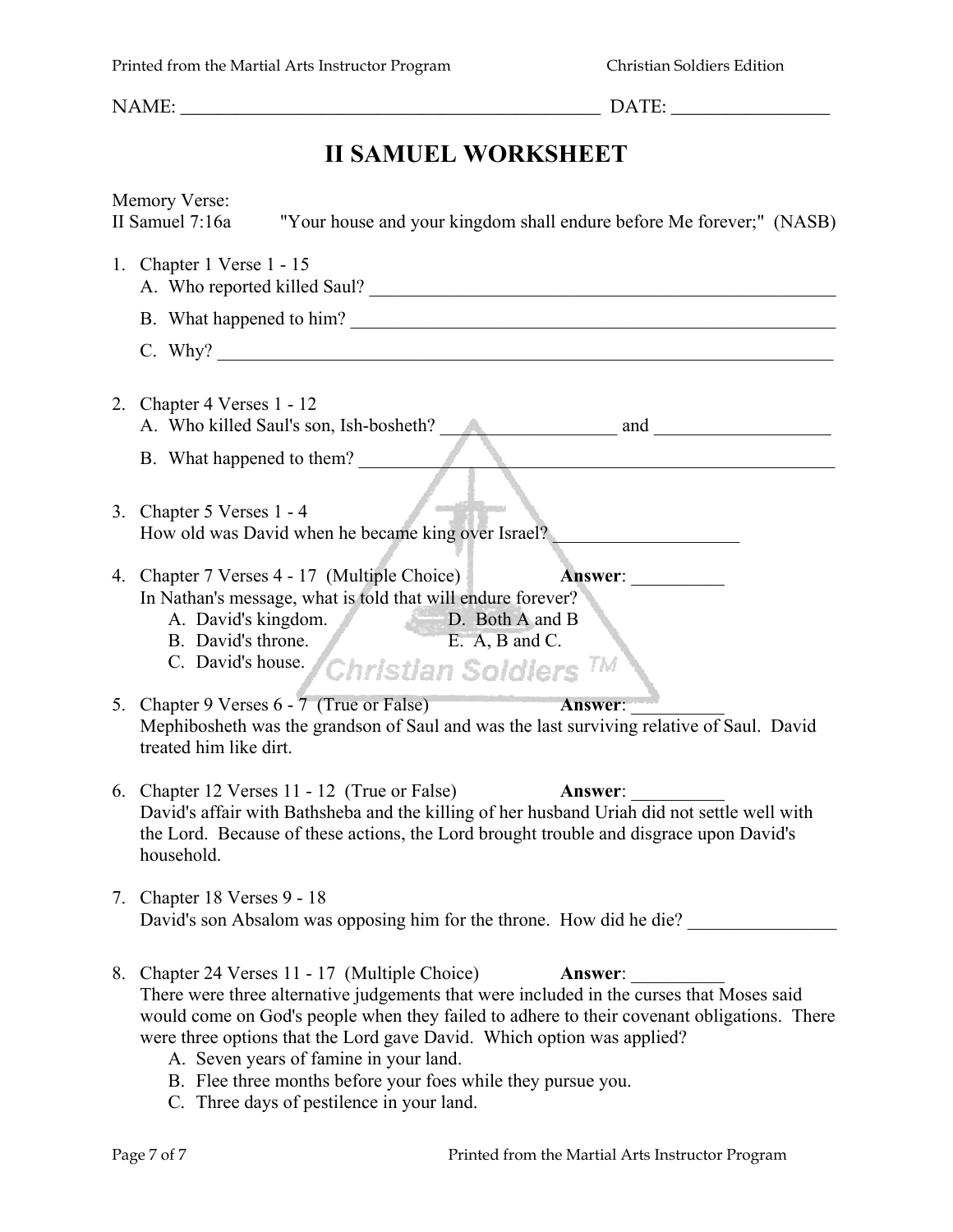NAME: ______________________________________________ DATE: ________________

# II SAMUEL WORKSHEET

Memory Verse:
II Samuel 7:16a "Your house and your kingdom shall endure before Me forever;" (NASB)

1. Chapter 1 Verse 1 - 15
   A. Who reported killed Saul? ______________________________________________
   B. What happened to him? ______________________________________________
   C. Why? ______________________________________________________________

2. Chapter 4 Verses 1 - 12
   A. Who killed Saul's son, Ish-bosheth? __________________ and __________________
   B. What happened to them? ______________________________________________

3. Chapter 5 Verses 1 - 4
   How old was David when he became king over Israel? ___________________

4. Chapter 7 Verses 4 - 17 (Multiple Choice) **Answer**: __________
   In Nathan's message, what is told that will endure forever?
   A. David's kingdom.
   B. David's throne.
   C. David's house.
   D. Both A and B
   E. A, B and C.

5. Chapter 9 Verses 6 - 7 (True or False) **Answer**: __________
   Mephibosheth was the grandson of Saul and was the last surviving relative of Saul. David treated him like dirt.

6. Chapter 12 Verses 11 - 12 (True or False) **Answer**: __________
   David's affair with Bathsheba and the killing of her husband Uriah did not settle well with the Lord. Because of these actions, the Lord brought trouble and disgrace upon David's household.

7. Chapter 18 Verses 9 - 18
   David's son Absalom was opposing him for the throne. How did he die? _______________

8. Chapter 24 Verses 11 - 17 (Multiple Choice) **Answer**: __________
   There were three alternative judgements that were included in the curses that Moses said would come on God's people when they failed to adhere to their covenant obligations. There were three options that the Lord gave David. Which option was applied?
   A. Seven years of famine in your land.
   B. Flee three months before your foes while they pursue you.
   C. Three days of pestilence in your land.